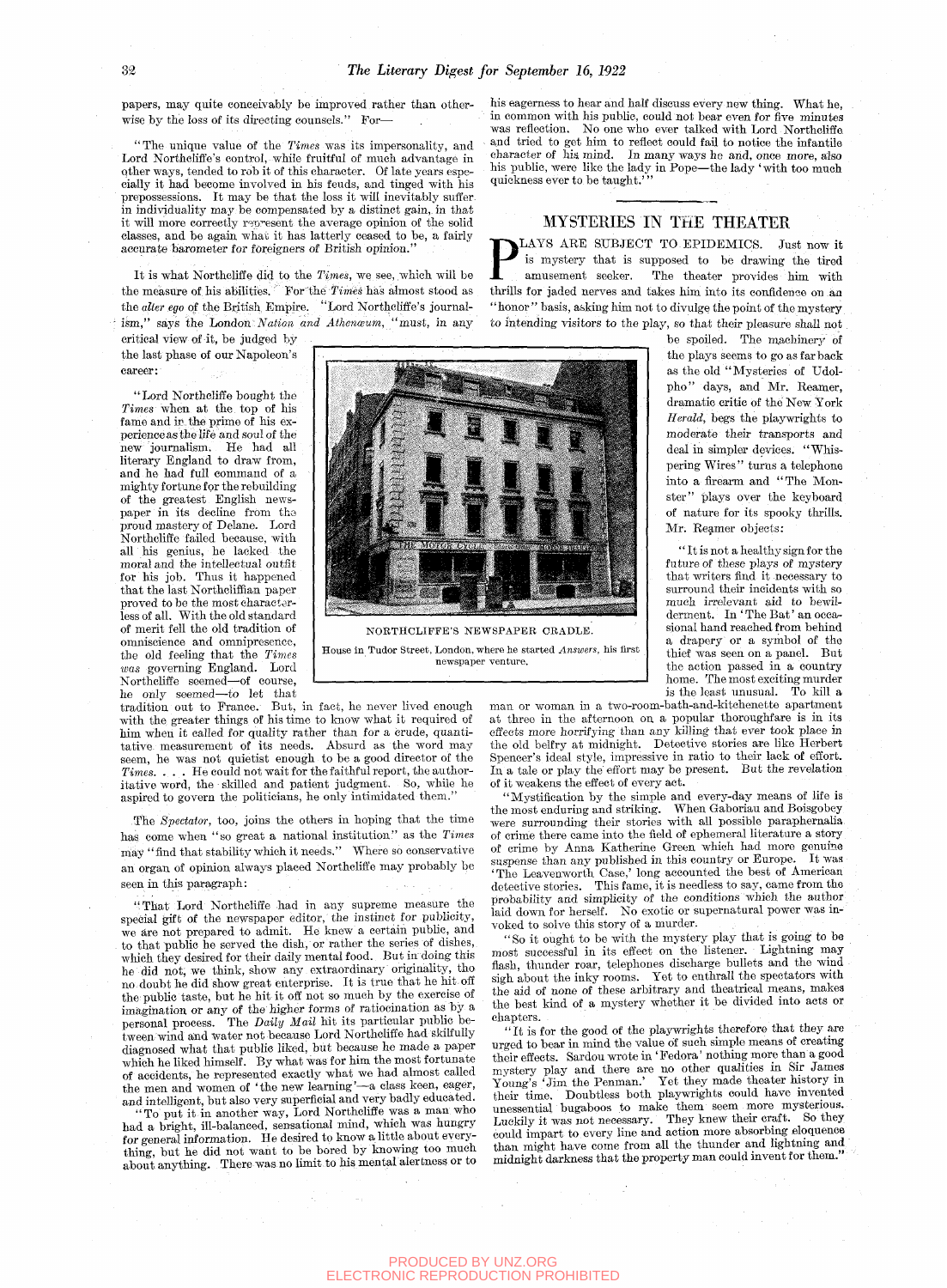papers, may quite conceivably be improved rather than otherwise by the loss of its directing counsels." For—

"The unique value of the *Times* was its impersonality, and Lord Northcliffe's control, while fruitful of much advantage in other ways, tended to rob it of this character. Of late years especially it had become involved in his feuds, and tinged with his prepossessions. It may be that the loss it will inevitably suffer in individuality may be compensated by a distinct gain, in that it will more correctly represent the average opinion of the solid classes, and be again what it has latterly ceased to be, a fairly accurate barometer for foreigners of British opinion."

It is what Northcliffe did to the *Times*, we see, which will be the measure of his abilities. For the *Times* has almost stood as the *alter ego* of the British Empire. "Lord Northcliffe's journalism," says the London *Nation and Athenæum*, "must, in any critical view of it, be judged by the last phase of our Napoleon's career:

"Lord Northcliffe bought the *Times* when at the top of his fame and in the prime of his experience as the life and soul of the new journalism. He had all literary England to draw from, and he had full command of a mighty fortune for the rebuilding of the greatest English newspaper in its decline from the proud mastery of Delane. Lord Northcliffe failed because, with all his genius, he lacked the moral and the intellectual outfit for his job. Thus it happened that the last Northcliffian paper proved to be the most characterless of all. With the old standard of merit fell the old tradition of omniscience and omnipresence, the old feeling that the *Times* *was* governing England. Lord Northcliffe seemed—of course, he only seemed—to let that tradition out to France. But, in fact, he never lived enough with the greater things of his time to know what it required of him when it called for quality rather than for a crude, quantitative measurement of its needs. Absurd as the word may seem, he was not quietist enough to be a good director of the *Times*. . . . He could not wait for the faithful report, the authoritative word, the skilled and patient judgment. So, while he aspired to govern the politicians, he only intimidated them."

NORTHCLIFFE'S NEWSPAPER CRADLE.

House in Tudor Street, London, where he started *Answers*, his first newspaper venture.

The *Spectator*, too, joins the others in hoping that the time has come when "so great a national institution" as the *Times* may "find that stability which it needs." Where so conservative an organ of opinion always placed Northcliffe may probably be seen in this paragraph:

"That Lord Northcliffe had in any supreme measure the special gift of the newspaper editor, the instinct for publicity, we are not prepared to admit. He knew a certain public, and to that public he served the dish, or rather the series of dishes, which they desired for their daily mental food. But in doing this he did not, we think, show any extraordinary originality, tho no doubt he did show great enterprise. It is true that he hit off the public taste, but he hit it off not so much by the exercise of imagination or any of the higher forms of ratiocination as by a personal process. The *Daily Mail* hit its particular public between wind and water not because Lord Northcliffe had skilfully diagnosed what that public liked, but because he made a paper which he liked himself. By what was for him the most fortunate of accidents, he represented exactly what we had almost called the men and women of 'the new learning'—a class keen, eager, and intelligent, but also very superficial and very badly educated.

"To put it in another way, Lord Northcliffe was a man who had a bright, ill-balanced, sensational mind, which was hungry for general information. He desired to know a little about everything, but he did not want to be bored by knowing too much about anything. There was no limit to his mental alertness or to his eagerness to hear and half discuss every new thing. What he, in common with his public, could not bear even for five minutes was reflection. No one who ever talked with Lord Northcliffe and tried to get him to reflect could fail to notice the infantile character of his mind. In many ways he and, once more, also his public, were like the lady in Pope—the lady 'with too much quickness ever to be taught.'"

## MYSTERIES IN THE THEATER

PLAYS ARE SUBJECT TO EPIDEMICS. Just now it is mystery that is supposed to be drawing the tired amusement seeker. The theater provides him with thrills for jaded nerves and takes him into its confidence on an "honor" basis, asking him not to divulge the point of the mystery to intending visitors to the play, so that their pleasure shall not be spoiled. The machinery of the plays seems to go as far back as the old "Mysteries of Udolpho" days, and Mr. Reamer, dramatic critic of the New York *Herald*, begs the playwrights to moderate their transports and deal in simpler devices. "Whispering Wires" turns a telephone into a firearm and "The Monster" plays over the keyboard of nature for its spooky thrills. Mr. Reamer objects:

"It is not a healthy sign for the future of these plays of mystery that writers find it necessary to surround their incidents with so much irrelevant aid to bewilderment. In 'The Bat' an occasional hand reached from behind a drapery or a symbol of the thief was seen on a panel. But the action passed in a country home. The most exciting murder is the least unusual. To kill a man or woman in a two-room-bath-and-kitchenette apartment at three in the afternoon on a popular thoroughfare is in its effects more horrifying than any killing that ever took place in the old belfry at midnight. Detective stories are like Herbert Spencer's ideal style, impressive in ratio to their lack of effort. In a tale or play the effort may be present. But the revelation of it weakens the effect of every act.

"Mystification by the simple and every-day means of life is the most enduring and striking. When Gaboriau and Boisgobey were surrounding their stories with all possible paraphernalia of crime there came into the field of ephemeral literature a story of crime by Anna Katherine Green which had more genuine suspense than any published in this country or Europe. It was 'The Leavenworth Case,' long accounted the best of American detective stories. This fame, it is needless to say, came from the probability and simplicity of the conditions which the author laid down for herself. No exotic or supernatural power was invoked to solve this story of a murder.

"So it ought to be with the mystery play that is going to be most successful in its effect on the listener. Lightning may flash, thunder roar, telephones discharge bullets and the wind sigh about the inky rooms. Yet to enthrall the spectators with the aid of none of these arbitrary and theatrical means, makes the best kind of a mystery whether it be divided into acts or chapters.

"It is for the good of the playwrights therefore that they are urged to bear in mind the value of such simple means of creating their effects. Sardou wrote in 'Fedora' nothing more than a good mystery play and there are no other qualities in Sir James Young's 'Jim the Penman.' Yet they made theater history in their time. Doubtless both playwrights could have invented unessential bugaboos to make them seem more mysterious. Luckily it was not necessary. They knew their craft. So they could impart to every line and action more absorbing eloquence than might have come from all the thunder and lightning and midnight darkness that the property man could invent for them."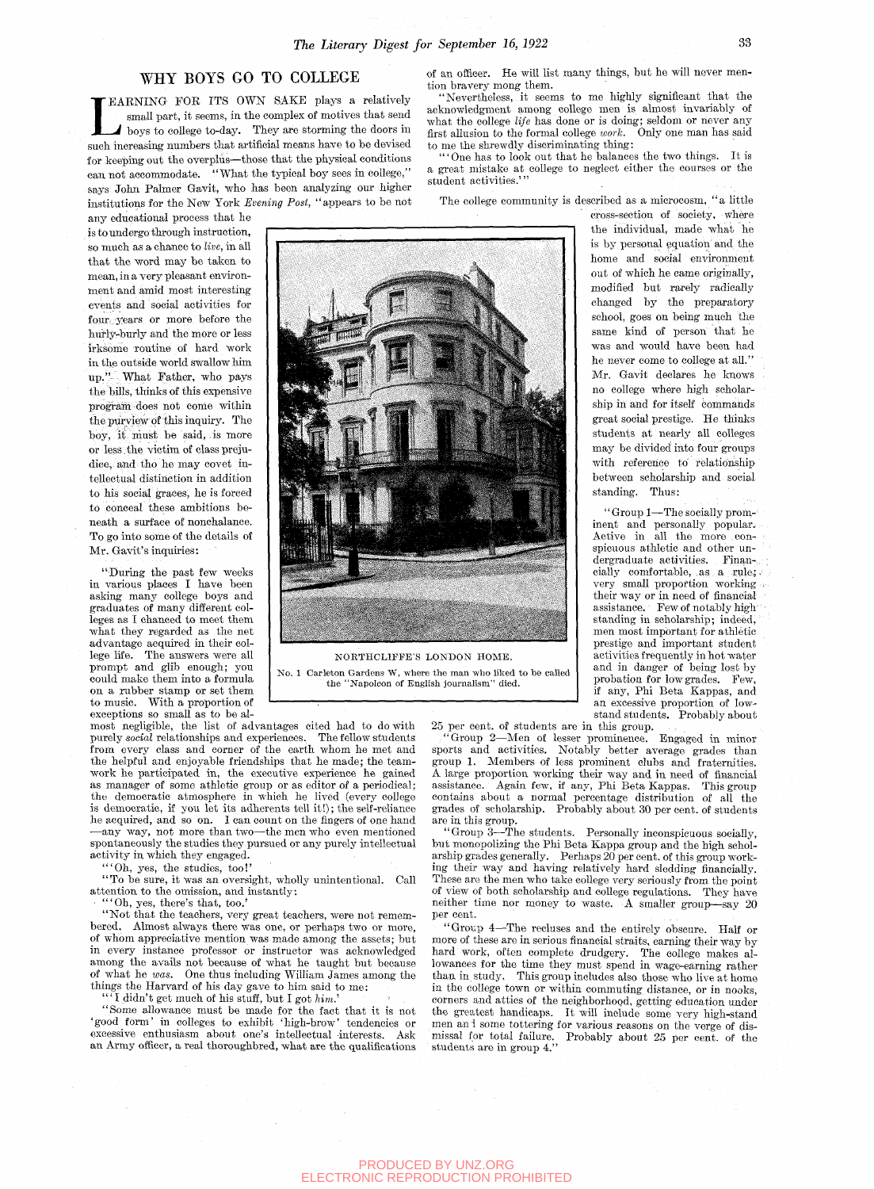## WHY BOYS GO TO COLLEGE

LEARNING FOR ITS OWN SAKE plays a relatively small part, it seems, in the complex of motives that send boys to college to-day. They are storming the doors in such increasing numbers that artificial means have to be devised for keeping out the overplus—those that the physical conditions can not accommodate. "What the typical boy sees in college," says John Palmer Gavit, who has been analyzing our higher institutions for the New York *Evening Post*, "appears to be not any educational process that he is to undergo through instruction, so much as a chance to *live*, in all that the word may be taken to mean, in a very pleasant environment and amid most interesting events and social activities for four years or more before the hurly-burly and the more or less irksome routine of hard work in the outside world swallow him up." What Father, who pays the bills, thinks of this expensive program does not come within the purview of this inquiry. The boy, it must be said, is more or less the victim of class prejudice, and tho he may covet intellectual distinction in addition to his social graces, he is forced to conceal these ambitions beneath a surface of nonchalance. To go into some of the details of Mr. Gavit's inquiries:

"During the past few weeks in various places I have been asking many college boys and graduates of many different colleges as I chanced to meet them what they regarded as the net advantage acquired in their college life. The answers were all prompt and glib enough; you could make them into a formula on a rubber stamp or set them to music. With a proportion of exceptions so small as to be almost negligible, the list of advantages cited had to do with purely *social* relationships and experiences. The fellow students from every class and corner of the earth whom he met and the helpful and enjoyable friendships that he made; the teamwork he participated in, the executive experience he gained as manager of some athletic group or as editor of a periodical; the democratic atmosphere in which he lived (every college is democratic, if you let its adherents tell it!); the self-reliance he acquired, and so on. I can count on the fingers of one hand—any way, not more than two—the men who even mentioned spontaneously the studies they pursued or any purely intellectual activity in which they engaged.

"'Oh, yes, the studies, too!'

"To be sure, it was an oversight, wholly unintentional. Call attention to the omission, and instantly:

"'Oh, yes, there's that, too.'

"Not that the teachers, very great teachers, were not remembered. Almost always there was one, or perhaps two or more, of whom appreciative mention was made among the assets; but in every instance professor or instructor was acknowledged among the avails not because of what he taught but because of what he *was*. One thus including William James among the things the Harvard of his day gave to him said to me:

"'I didn't get much of his stuff, but I got *him*.'

"Some allowance must be made for the fact that it is not 'good form' in colleges to exhibit 'high-brow' tendencies or excessive enthusiasm about one's intellectual interests. Ask an Army officer, a real thoroughbred, what are the qualifications of an officer. He will list many things, but he will never mention bravery mong them.

"Nevertheless, it seems to me highly significant that the acknowledgment among college men is almost invariably of what the college *life* has done or is doing; seldom or never any first allusion to the formal college *work*. Only one man has said to me the shrewdly discriminating thing:

"'One has to look out that he balances the two things. It is a great mistake at college to neglect either the courses or the student activities.'"

NORTHCLIFFE'S LONDON HOME.

No. 1 Carleton Gardens W, where the man who liked to be called the "Napoleon of English journalism" died.

The college community is described as a microcosm, "a little cross-section of society, where the individual, made what he is by personal equation and the home and social environment out of which he came originally, modified but rarely radically changed by the preparatory school, goes on being much the same kind of person that he was and would have been had he never come to college at all." Mr. Gavit declares he knows no college where high scholarship in and for itself commands great social prestige. He thinks students at nearly all colleges may be divided into four groups with reference to relationship between scholarship and social standing. Thus:

"Group 1—The socially prominent and personally popular. Active in all the more conspicuous athletic and other undergraduate activities. Financially comfortable, as a rule; very small proportion working their way or in need of financial assistance. Few of notably high standing in scholarship; indeed, men most important for athletic prestige and important student activities frequently in hot water and in danger of being lost by probation for low grades. Few, if any, Phi Beta Kappas, and an excessive proportion of low-stand students. Probably about 25 per cent. of students are in this group.

"Group 2—Men of lesser prominence. Engaged in minor sports and activities. Notably better average grades than group 1. Members of less prominent clubs and fraternities. A large proportion working their way and in need of financial assistance. Again few, if any, Phi Beta Kappas. This group contains about a normal percentage distribution of all the grades of scholarship. Probably about 30 per cent. of students are in this group.

"Group 3—The students. Personally inconspicuous socially, but monopolizing the Phi Beta Kappa group and the high scholarship grades generally. Perhaps 20 per cent. of this group working their way and having relatively hard sledding financially. These are the men who take college very seriously from the point of view of both scholarship and college regulations. They have neither time nor money to waste. A smaller group—say 20 per cent.

"Group 4—The recluses and the entirely obscure. Half or more of these are in serious financial straits, earning their way by hard work, often complete drudgery. The college makes allowances for the time they must spend in wage-earning rather than in study. This group includes also those who live at home in the college town or within commuting distance, or in nooks, corners and attics of the neighborhood, getting education under the greatest handicaps. It will include some very high-stand men and some tottering for various reasons on the verge of dismissal for total failure. Probably about 25 per cent. of the students are in group 4."